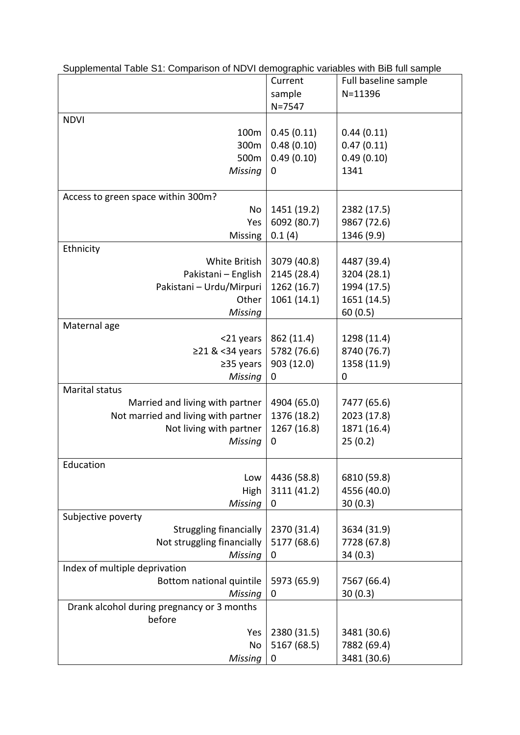Supplemental Table S1: Comparison of NDVI demographic variables with BiB full sample

| | Current sample N=7547 | Full baseline sample N=11396 |
|---|---|---|
| NDVI | | |
| 100m | 0.45 (0.11) | 0.44 (0.11) |
| 300m | 0.48 (0.10) | 0.47 (0.11) |
| 500m | 0.49 (0.10) | 0.49 (0.10) |
| *Missing* | 0 | 1341 |
| Access to green space within 300m? | | |
| No | 1451 (19.2) | 2382 (17.5) |
| Yes | 6092 (80.7) | 9867 (72.6) |
| Missing | 0.1 (4) | 1346 (9.9) |
| Ethnicity | | |
| White British | 3079 (40.8) | 4487 (39.4) |
| Pakistani – English | 2145 (28.4) | 3204 (28.1) |
| Pakistani – Urdu/Mirpuri | 1262 (16.7) | 1994 (17.5) |
| Other | 1061 (14.1) | 1651 (14.5) |
| *Missing* | | 60 (0.5) |
| Maternal age | | |
| <21 years | 862 (11.4) | 1298 (11.4) |
| ≥21 & <34 years | 5782 (76.6) | 8740 (76.7) |
| ≥35 years | 903 (12.0) | 1358 (11.9) |
| *Missing* | 0 | 0 |
| Marital status | | |
| Married and living with partner | 4904 (65.0) | 7477 (65.6) |
| Not married and living with partner | 1376 (18.2) | 2023 (17.8) |
| Not living with partner | 1267 (16.8) | 1871 (16.4) |
| *Missing* | 0 | 25 (0.2) |
| Education | | |
| Low | 4436 (58.8) | 6810 (59.8) |
| High | 3111 (41.2) | 4556 (40.0) |
| *Missing* | 0 | 30 (0.3) |
| Subjective poverty | | |
| Struggling financially | 2370 (31.4) | 3634 (31.9) |
| Not struggling financially | 5177 (68.6) | 7728 (67.8) |
| *Missing* | 0 | 34 (0.3) |
| Index of multiple deprivation | | |
| Bottom national quintile | 5973 (65.9) | 7567 (66.4) |
| *Missing* | 0 | 30 (0.3) |
| Drank alcohol during pregnancy or 3 months before | | |
| Yes | 2380 (31.5) | 3481 (30.6) |
| No | 5167 (68.5) | 7882 (69.4) |
| *Missing* | 0 | 3481 (30.6) |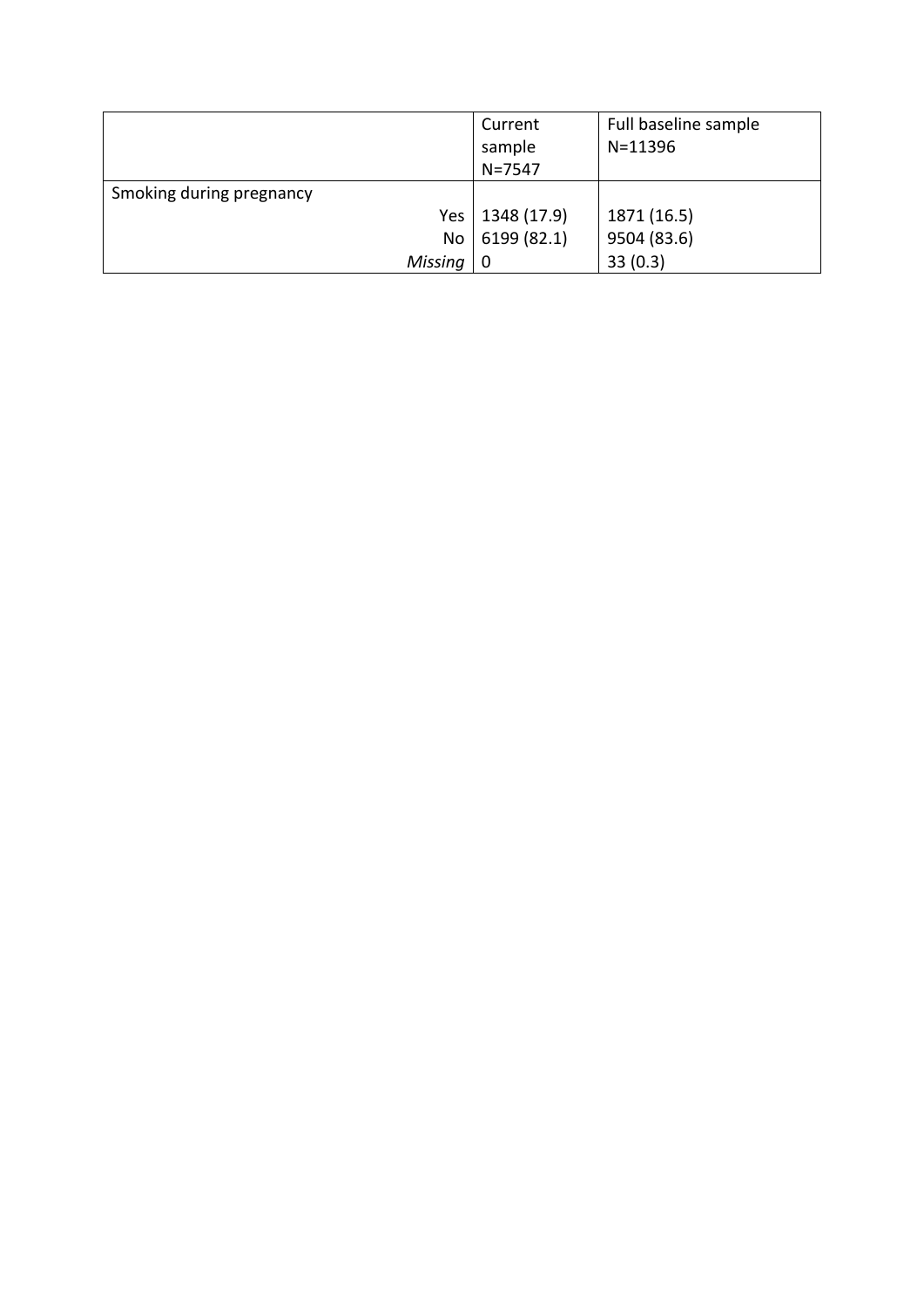| | Current sample N=7547 | Full baseline sample N=11396 |
|---|---|---|
| Smoking during pregnancy | | |
| Yes | 1348 (17.9) | 1871 (16.5) |
| No | 6199 (82.1) | 9504 (83.6) |
| *Missing* | 0 | 33 (0.3) |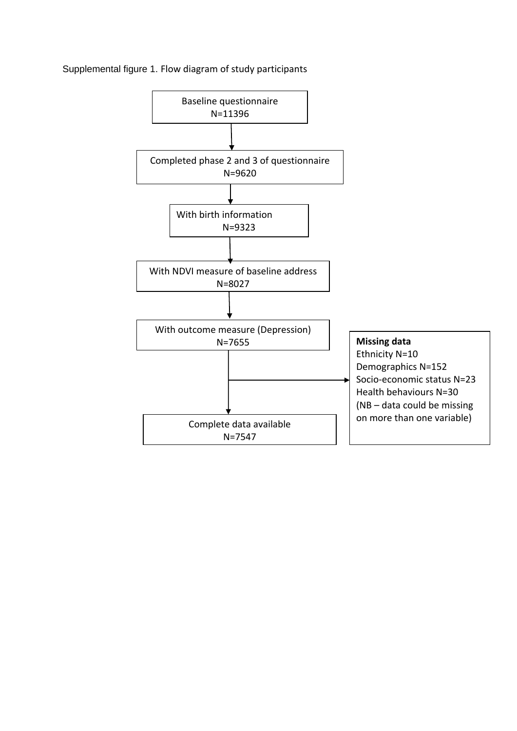Supplemental figure 1. Flow diagram of study participants

Baseline questionnaire
N=11396

↓

Completed phase 2 and 3 of questionnaire
N=9620

↓

With birth information
N=9323

↓

With NDVI measure of baseline address
N=8027

↓

With outcome measure (Depression)
N=7655

→ **Missing data**
Ethnicity N=10
Demographics N=152
Socio-economic status N=23
Health behaviours N=30
(NB – data could be missing on more than one variable)

↓

Complete data available
N=7547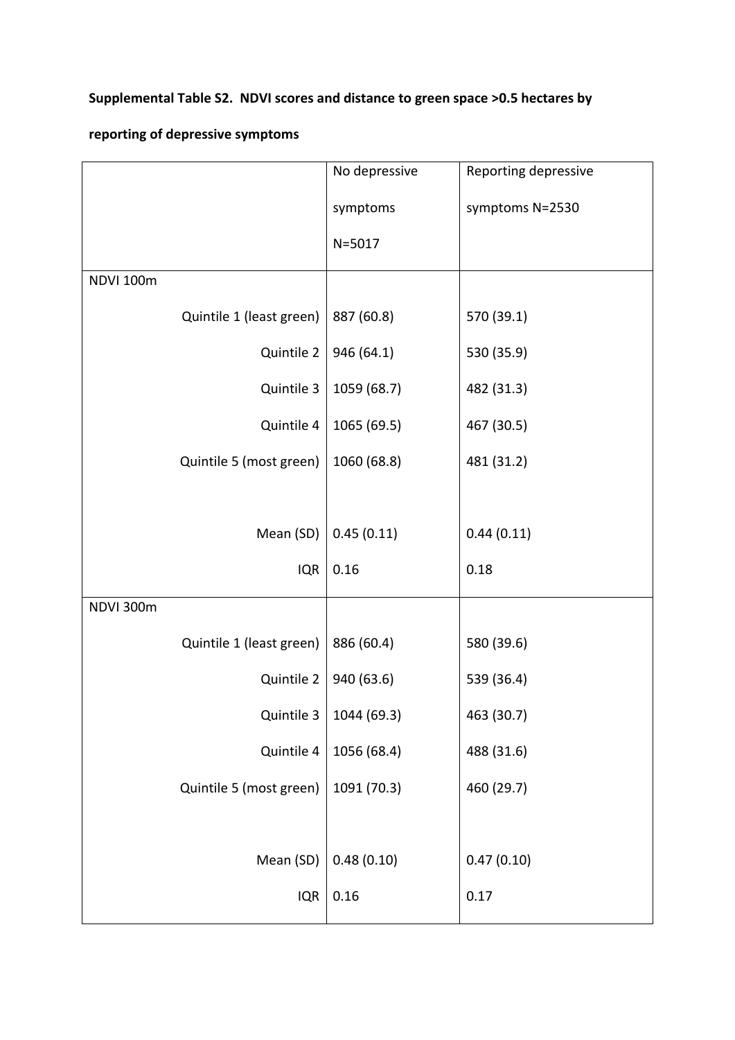**Supplemental Table S2. NDVI scores and distance to green space >0.5 hectares by reporting of depressive symptoms**

| | No depressive symptoms N=5017 | Reporting depressive symptoms N=2530 |
|---|---|---|
| NDVI 100m | | |
| Quintile 1 (least green) | 887 (60.8) | 570 (39.1) |
| Quintile 2 | 946 (64.1) | 530 (35.9) |
| Quintile 3 | 1059 (68.7) | 482 (31.3) |
| Quintile 4 | 1065 (69.5) | 467 (30.5) |
| Quintile 5 (most green) | 1060 (68.8) | 481 (31.2) |
| | | |
| Mean (SD) | 0.45 (0.11) | 0.44 (0.11) |
| IQR | 0.16 | 0.18 |
| NDVI 300m | | |
| Quintile 1 (least green) | 886 (60.4) | 580 (39.6) |
| Quintile 2 | 940 (63.6) | 539 (36.4) |
| Quintile 3 | 1044 (69.3) | 463 (30.7) |
| Quintile 4 | 1056 (68.4) | 488 (31.6) |
| Quintile 5 (most green) | 1091 (70.3) | 460 (29.7) |
| | | |
| Mean (SD) | 0.48 (0.10) | 0.47 (0.10) |
| IQR | 0.16 | 0.17 |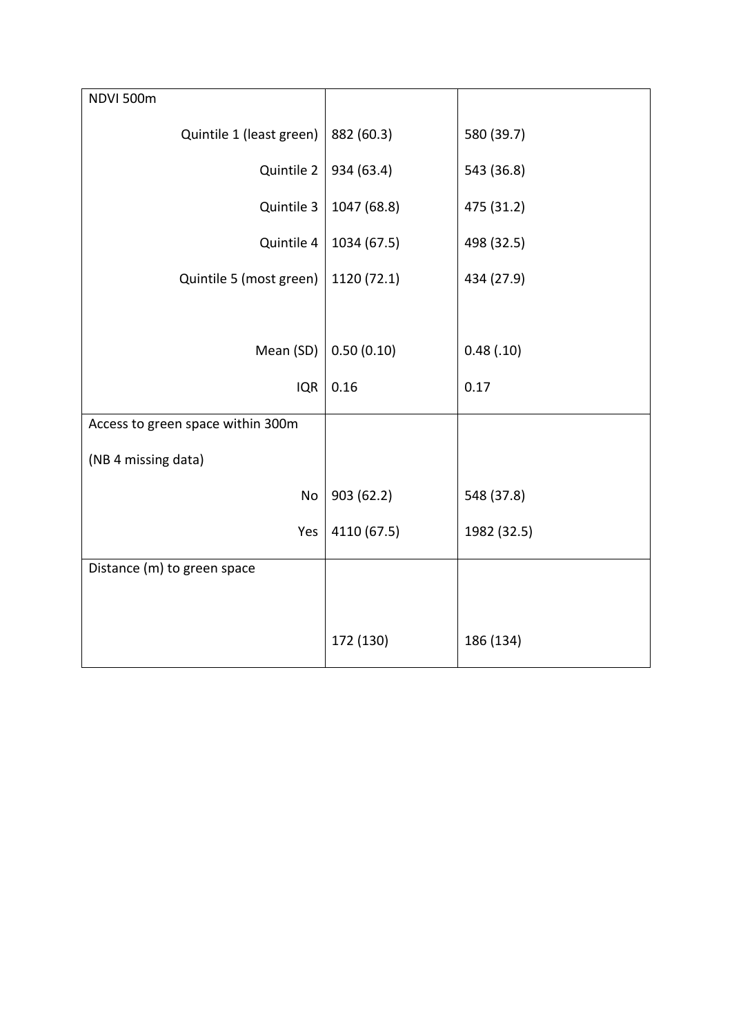| | | |
|---|---|---|
| NDVI 500m | | |
| Quintile 1 (least green) | 882 (60.3) | 580 (39.7) |
| Quintile 2 | 934 (63.4) | 543 (36.8) |
| Quintile 3 | 1047 (68.8) | 475 (31.2) |
| Quintile 4 | 1034 (67.5) | 498 (32.5) |
| Quintile 5 (most green) | 1120 (72.1) | 434 (27.9) |
| Mean (SD) | 0.50 (0.10) | 0.48 (.10) |
| IQR | 0.16 | 0.17 |
| Access to green space within 300m (NB 4 missing data) | | |
| No | 903 (62.2) | 548 (37.8) |
| Yes | 4110 (67.5) | 1982 (32.5) |
| Distance (m) to green space | 172 (130) | 186 (134) |